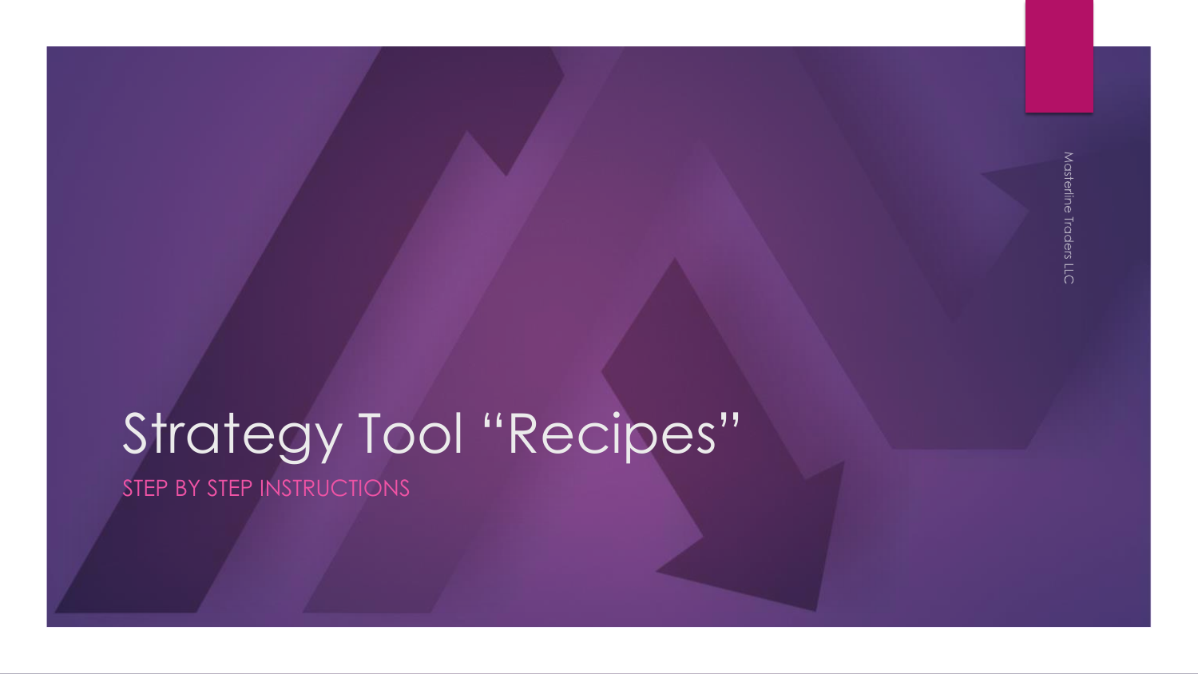# Strategy Tool “Recipes”

STEP BY STEP INSTRUCTIONS

Masterline Traders LLC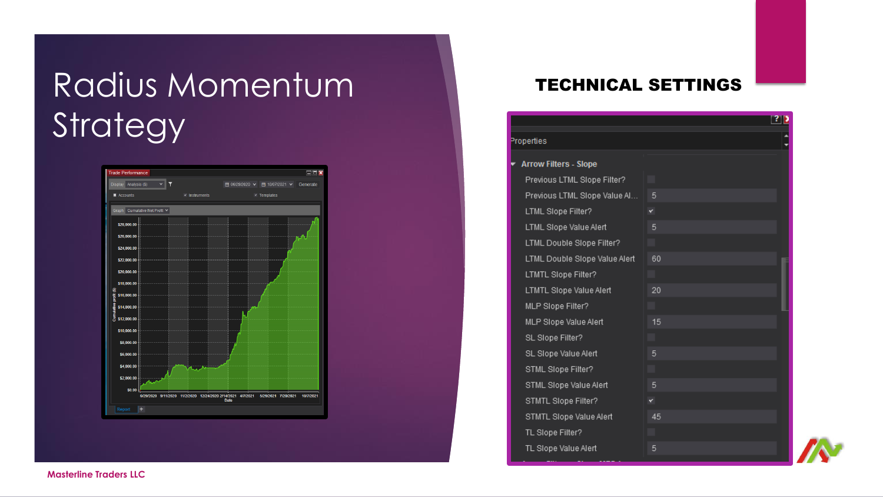# Radius Momentum Strategy

## TECHNICAL SETTINGS

**Arrow Filters - Slope**

| Property | Value |
| --- | --- |
| Previous LTML Slope Filter? | ☐ |
| Previous LTML Slope Value Al... | 5 |
| LTML Slope Filter? | ✔ |
| LTML Slope Value Alert | 5 |
| LTML Double Slope Filter? | ☐ |
| LTML Double Slope Value Alert | 60 |
| LTMTL Slope Filter? | ☐ |
| LTMTL Slope Value Alert | 20 |
| MLP Slope Filter? | ☐ |
| MLP Slope Value Alert | 15 |
| SL Slope Filter? | ☐ |
| SL Slope Value Alert | 5 |
| STML Slope Filter? | ☐ |
| STML Slope Value Alert | 5 |
| STMTL Slope Filter? | ✔ |
| STMTL Slope Value Alert | 45 |
| TL Slope Filter? | ☐ |
| TL Slope Value Alert | 5 |

Masterline Traders LLC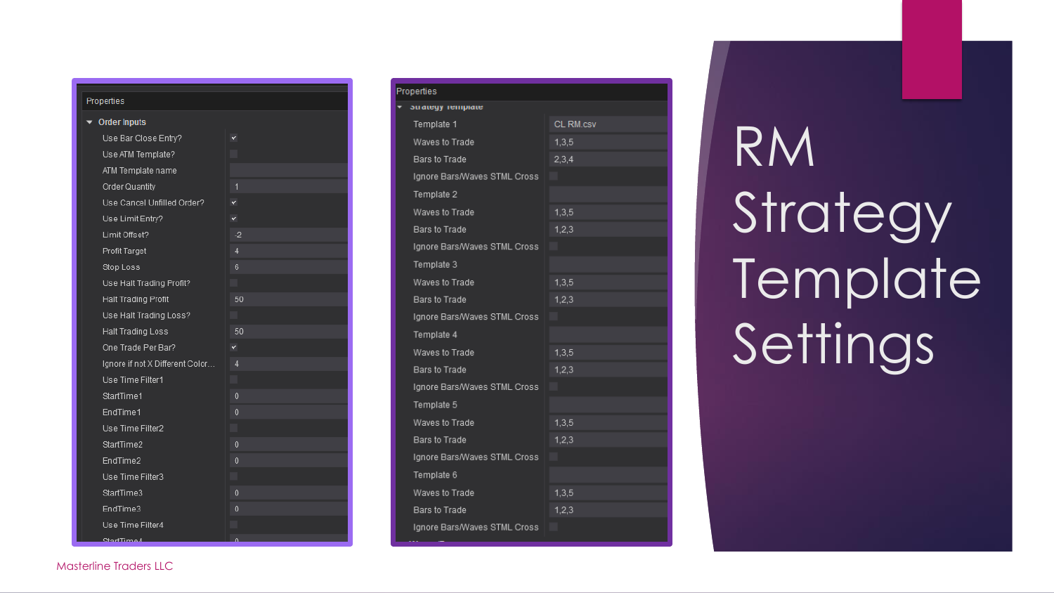# RM Strategy Template Settings

**Properties**

**Order Inputs**

| Setting | Value |
| --- | --- |
| Use Bar Close Entry? | ✔ |
| Use ATM Template? | |
| ATM Template name | |
| Order Quantity | 1 |
| Use Cancel Unfilled Order? | ✔ |
| Use Limit Entry? | ✔ |
| Limit Offset? | -2 |
| Profit Target | 4 |
| Stop Loss | 6 |
| Use Halt Trading Profit? | |
| Halt Trading Profit | 50 |
| Use Halt Trading Loss? | |
| Halt Trading Loss | 50 |
| One Trade Per Bar? | ✔ |
| Ignore if not X Different Color... | 4 |
| Use Time Filter1 | |
| StartTime1 | 0 |
| EndTime1 | 0 |
| Use Time Filter2 | |
| StartTime2 | 0 |
| EndTime2 | 0 |
| Use Time Filter3 | |
| StartTime3 | 0 |
| EndTime3 | 0 |
| Use Time Filter4 | |
| StartTime4 | 0 |

**Properties**

**Strategy Template**

| Setting | Value |
| --- | --- |
| Template 1 | CL RM.csv |
| Waves to Trade | 1,3,5 |
| Bars to Trade | 2,3,4 |
| Ignore Bars/Waves STML Cross | |
| Template 2 | |
| Waves to Trade | 1,3,5 |
| Bars to Trade | 1,2,3 |
| Ignore Bars/Waves STML Cross | |
| Template 3 | |
| Waves to Trade | 1,3,5 |
| Bars to Trade | 1,2,3 |
| Ignore Bars/Waves STML Cross | |
| Template 4 | |
| Waves to Trade | 1,3,5 |
| Bars to Trade | 1,2,3 |
| Ignore Bars/Waves STML Cross | |
| Template 5 | |
| Waves to Trade | 1,3,5 |
| Bars to Trade | 1,2,3 |
| Ignore Bars/Waves STML Cross | |
| Template 6 | |
| Waves to Trade | 1,3,5 |
| Bars to Trade | 1,2,3 |
| Ignore Bars/Waves STML Cross | |

Masterline Traders LLC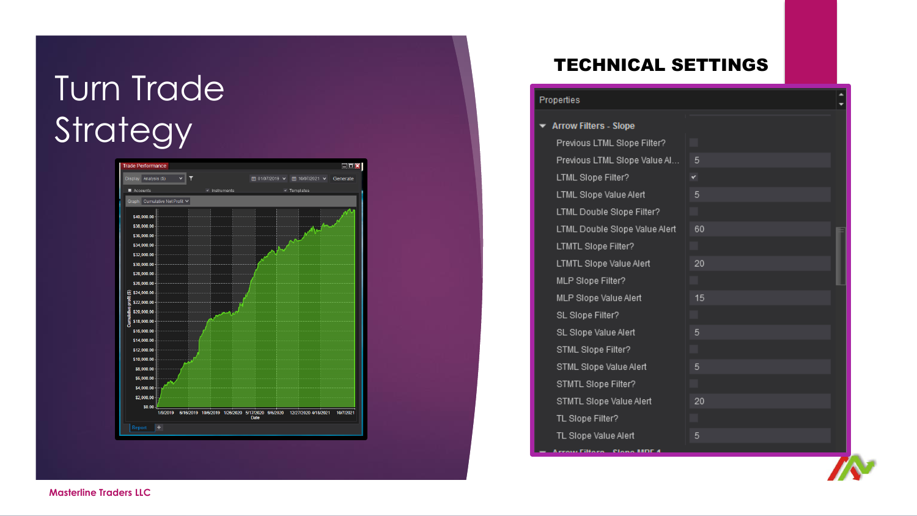# Turn Trade Strategy

## TECHNICAL SETTINGS

| Properties | |
|---|---|
| **Arrow Filters - Slope** | |
| Previous LTML Slope Filter? | ☐ |
| Previous LTML Slope Value Al... | 5 |
| LTML Slope Filter? | ☑ |
| LTML Slope Value Alert | 5 |
| LTML Double Slope Filter? | ☐ |
| LTML Double Slope Value Alert | 60 |
| LTMTL Slope Filter? | ☐ |
| LTMTL Slope Value Alert | 20 |
| MLP Slope Filter? | ☐ |
| MLP Slope Value Alert | 15 |
| SL Slope Filter? | ☐ |
| SL Slope Value Alert | 5 |
| STML Slope Filter? | ☐ |
| STML Slope Value Alert | 5 |
| STMTL Slope Filter? | ☐ |
| STMTL Slope Value Alert | 20 |
| TL Slope Filter? | ☐ |
| TL Slope Value Alert | 5 |

Masterline Traders LLC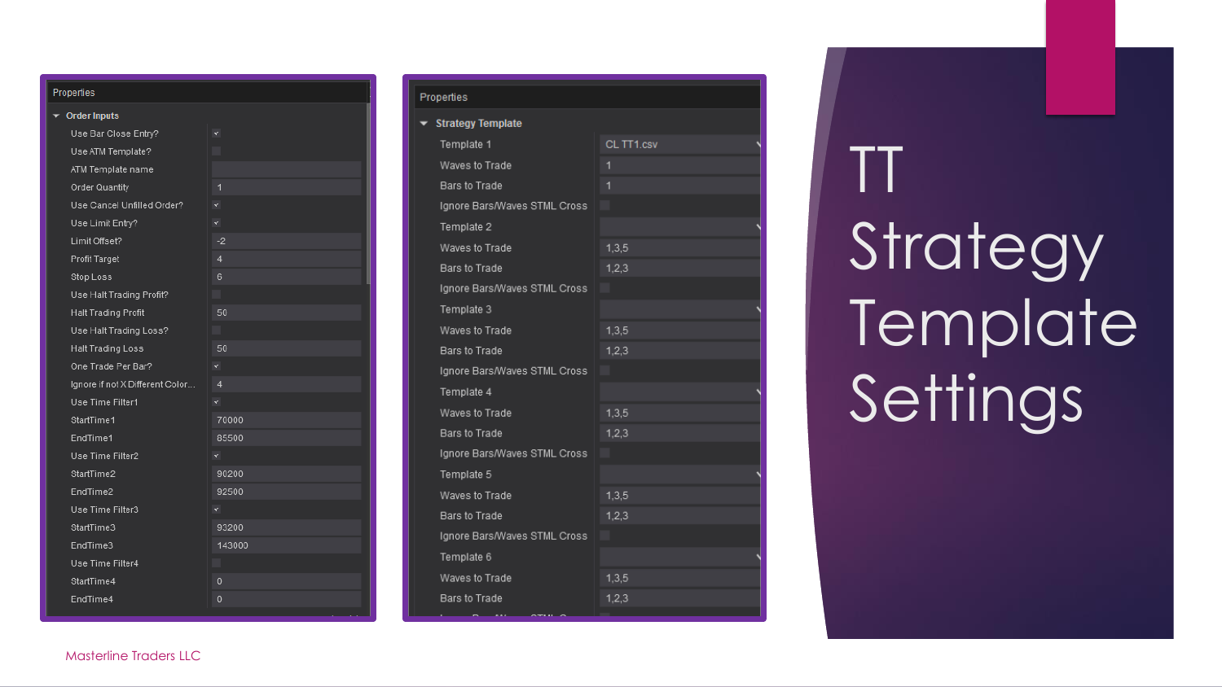# TT Strategy Template Settings

**Properties**

**Order Inputs**

| Setting | Value |
| --- | --- |
| Use Bar Close Entry? | ✓ |
| Use ATM Template? | |
| ATM Template name | |
| Order Quantity | 1 |
| Use Cancel Unfilled Order? | ✓ |
| Use Limit Entry? | ✓ |
| Limit Offset? | -2 |
| Profit Target | 4 |
| Stop Loss | 6 |
| Use Halt Trading Profit? | |
| Halt Trading Profit | 50 |
| Use Halt Trading Loss? | |
| Halt Trading Loss | 50 |
| One Trade Per Bar? | ✓ |
| Ignore if not X Different Color... | 4 |
| Use Time Filter1 | ✓ |
| StartTime1 | 70000 |
| EndTime1 | 85500 |
| Use Time Filter2 | ✓ |
| StartTime2 | 90200 |
| EndTime2 | 92500 |
| Use Time Filter3 | ✓ |
| StartTime3 | 93200 |
| EndTime3 | 143000 |
| Use Time Filter4 | |
| StartTime4 | 0 |
| EndTime4 | 0 |

**Properties**

**Strategy Template**

| Setting | Value |
| --- | --- |
| Template 1 | CL TT1.csv |
| Waves to Trade | 1 |
| Bars to Trade | 1 |
| Ignore Bars/Waves STML Cross | |
| Template 2 | |
| Waves to Trade | 1,3,5 |
| Bars to Trade | 1,2,3 |
| Ignore Bars/Waves STML Cross | |
| Template 3 | |
| Waves to Trade | 1,3,5 |
| Bars to Trade | 1,2,3 |
| Ignore Bars/Waves STML Cross | |
| Template 4 | |
| Waves to Trade | 1,3,5 |
| Bars to Trade | 1,2,3 |
| Ignore Bars/Waves STML Cross | |
| Template 5 | |
| Waves to Trade | 1,3,5 |
| Bars to Trade | 1,2,3 |
| Ignore Bars/Waves STML Cross | |
| Template 6 | |
| Waves to Trade | 1,3,5 |
| Bars to Trade | 1,2,3 |

Masterline Traders LLC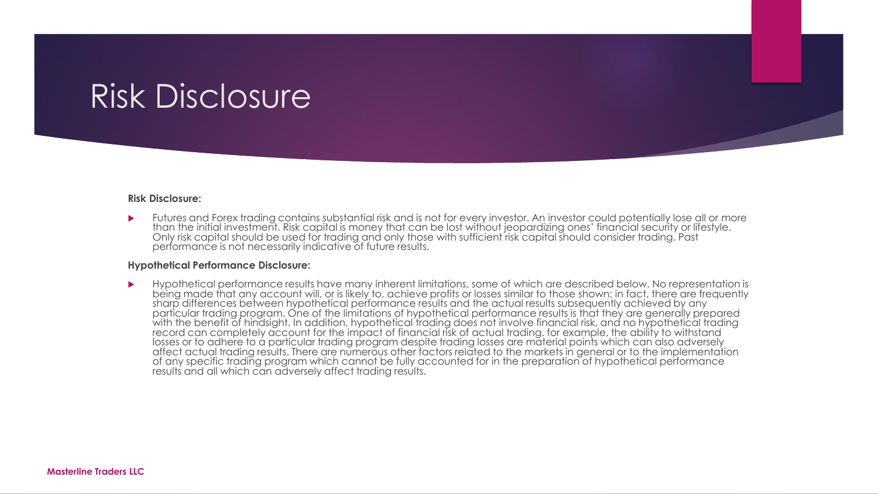# Risk Disclosure

**Risk Disclosure:**

- Futures and Forex trading contains substantial risk and is not for every investor. An investor could potentially lose all or more than the initial investment. Risk capital is money that can be lost without jeopardizing ones' financial security or lifestyle. Only risk capital should be used for trading and only those with sufficient risk capital should consider trading. Past performance is not necessarily indicative of future results.

**Hypothetical Performance Disclosure:**

- Hypothetical performance results have many inherent limitations, some of which are described below. No representation is being made that any account will, or is likely to, achieve profits or losses similar to those shown; in fact, there are frequently sharp differences between hypothetical performance results and the actual results subsequently achieved by any particular trading program. One of the limitations of hypothetical performance results is that they are generally prepared with the benefit of hindsight. In addition, hypothetical trading does not involve financial risk, and no hypothetical trading record can completely account for the impact of financial risk of actual trading. for example, the ability to withstand losses or to adhere to a particular trading program despite trading losses are material points which can also adversely affect actual trading results. There are numerous other factors related to the markets in general or to the implementation of any specific trading program which cannot be fully accounted for in the preparation of hypothetical performance results and all which can adversely affect trading results.

**Masterline Traders LLC**